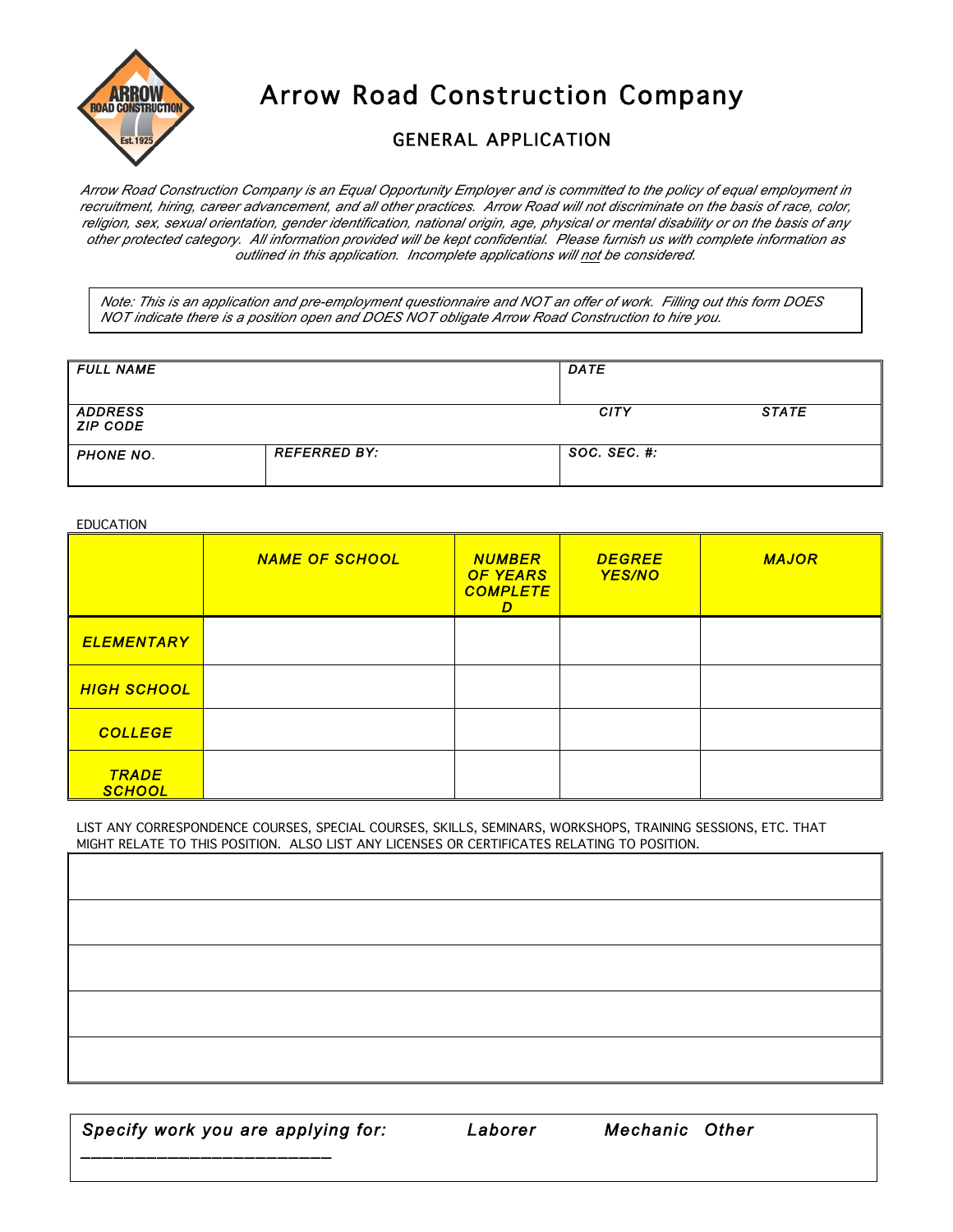# Arrow Road Construction Company

## GENERAL APPLICATION

*Arrow Road Construction Company is an Equal Opportunity Employer and is committed to the policy of equal employment in recruitment, hiring, career advancement, and all other practices. Arrow Road will not discriminate on the basis of race, color, religion, sex, sexual orientation, gender identification, national origin, age, physical or mental disability or on the basis of any other protected category. All information provided will be kept confidential. Please furnish us with complete information as outlined in this application. Incomplete applications will not be considered.*

> *Note: This is an application and pre-employment questionnaire and NOT an offer of work. Filling out this form DOES NOT indicate there is a position open and DOES NOT obligate Arrow Road Construction to hire you.*

| | | | |
|---|---|---|---|
| ***FULL NAME*** | | ***DATE*** | |
| ***ADDRESS ZIP CODE*** | | ***CITY*** | ***STATE*** |
| ***PHONE NO.*** | ***REFERRED BY:*** | ***SOC. SEC. #:*** | |

EDUCATION

| | ***NAME OF SCHOOL*** | ***NUMBER OF YEARS COMPLETED*** | ***DEGREE YES/NO*** | ***MAJOR*** |
|---|---|---|---|---|
| ***ELEMENTARY*** | | | | |
| ***HIGH SCHOOL*** | | | | |
| ***COLLEGE*** | | | | |
| ***TRADE SCHOOL*** | | | | |

LIST ANY CORRESPONDENCE COURSES, SPECIAL COURSES, SKILLS, SEMINARS, WORKSHOPS, TRAINING SESSIONS, ETC. THAT MIGHT RELATE TO THIS POSITION. ALSO LIST ANY LICENSES OR CERTIFICATES RELATING TO POSITION.

| |
|---|
| |
| |
| |
| |
| |

***Specify work you are applying for:*** ***Laborer*** ***Mechanic*** ***Other*** ___________________________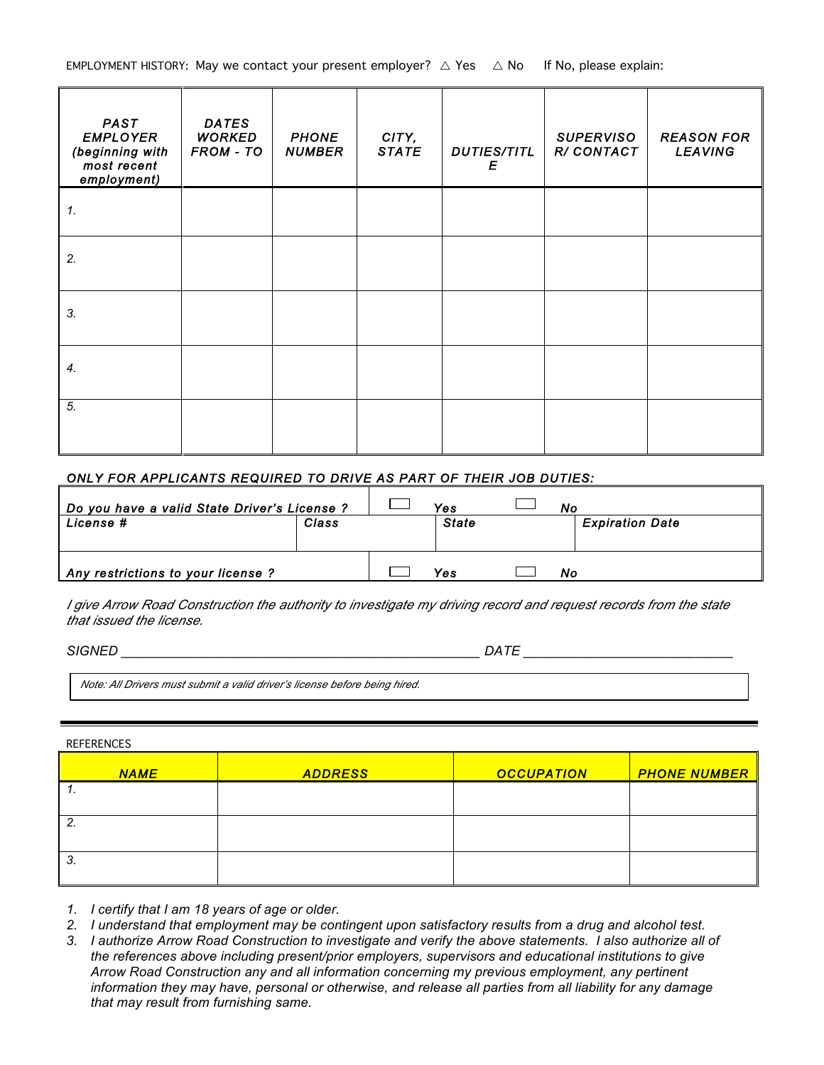EMPLOYMENT HISTORY: May we contact your present employer? △ Yes △ No If No, please explain:

| PAST EMPLOYER (beginning with most recent employment) | DATES WORKED FROM - TO | PHONE NUMBER | CITY, STATE | DUTIES/TITLE | SUPERVISOR/ CONTACT | REASON FOR LEAVING |
|---|---|---|---|---|---|---|
| 1. | | | | | | |
| 2. | | | | | | |
| 3. | | | | | | |
| 4. | | | | | | |
| 5. | | | | | | |

***ONLY FOR APPLICANTS REQUIRED TO DRIVE AS PART OF THEIR JOB DUTIES:***

| *Do you have a valid State Driver's License ?* | | ☐ *Yes* | ☐ *No* |
|---|---|---|---|
| *License #* | *Class* | *State* | *Expiration Date* |
| *Any restrictions to your license ?* | | ☐ *Yes* | ☐ *No* |

*I give Arrow Road Construction the authority to investigate my driving record and request records from the state that issued the license.*

*SIGNED* ______________________________________________ *DATE* __________________________

*Note: All Drivers must submit a valid driver's license before being hired.*

---

REFERENCES

| NAME | ADDRESS | OCCUPATION | PHONE NUMBER |
|---|---|---|---|
| 1. | | | |
| 2. | | | |
| 3. | | | |

1. *I certify that I am 18 years of age or older.*
2. *I understand that employment may be contingent upon satisfactory results from a drug and alcohol test.*
3. *I authorize Arrow Road Construction to investigate and verify the above statements. I also authorize all of the references above including present/prior employers, supervisors and educational institutions to give Arrow Road Construction any and all information concerning my previous employment, any pertinent information they may have, personal or otherwise, and release all parties from all liability for any damage that may result from furnishing same.*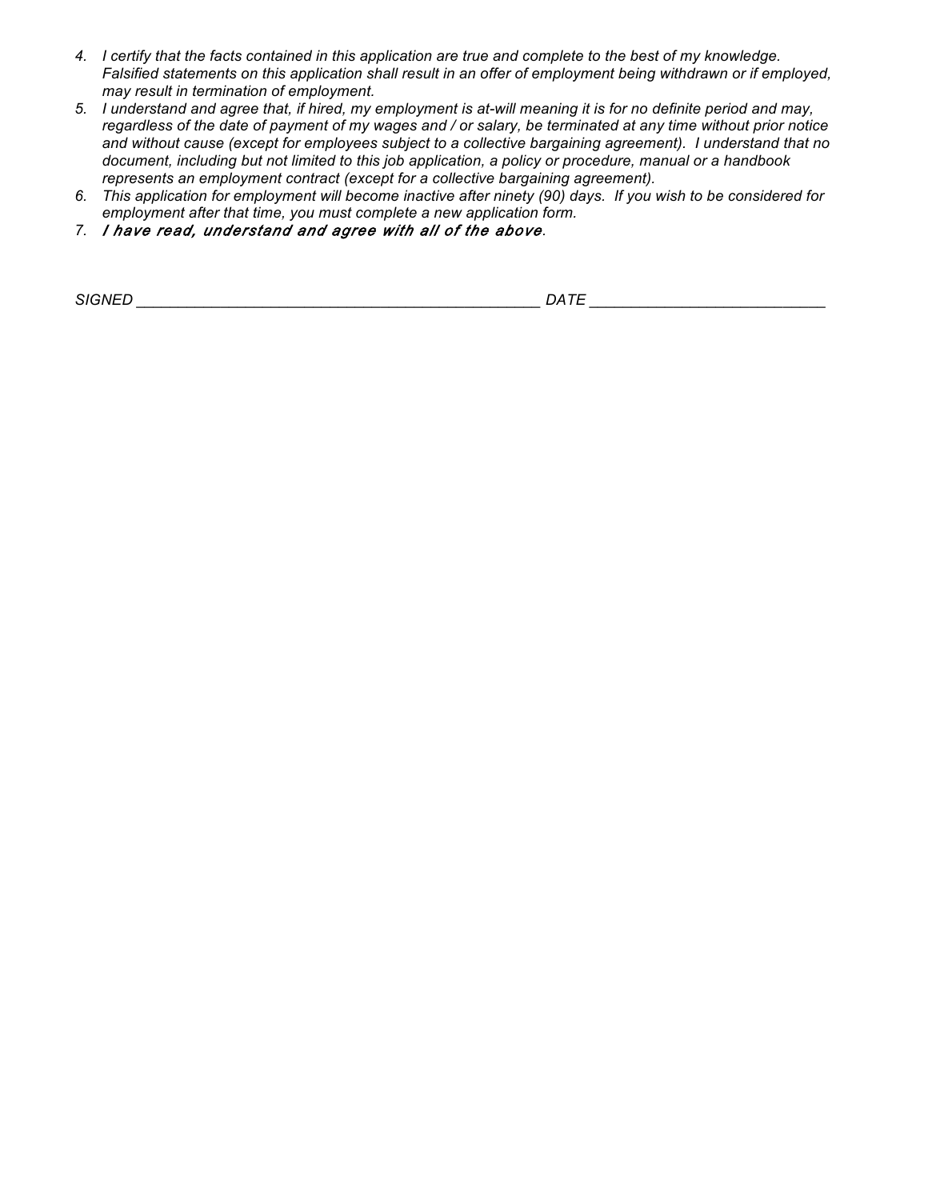4. *I certify that the facts contained in this application are true and complete to the best of my knowledge. Falsified statements on this application shall result in an offer of employment being withdrawn or if employed, may result in termination of employment.*
5. *I understand and agree that, if hired, my employment is at-will meaning it is for no definite period and may, regardless of the date of payment of my wages and / or salary, be terminated at any time without prior notice and without cause (except for employees subject to a collective bargaining agreement). I understand that no document, including but not limited to this job application, a policy or procedure, manual or a handbook represents an employment contract (except for a collective bargaining agreement).*
6. *This application for employment will become inactive after ninety (90) days. If you wish to be considered for employment after that time, you must complete a new application form.*
7. ***I have read, understand and agree with all of the above.***

*SIGNED* __________________________________________________ *DATE* ____________________________